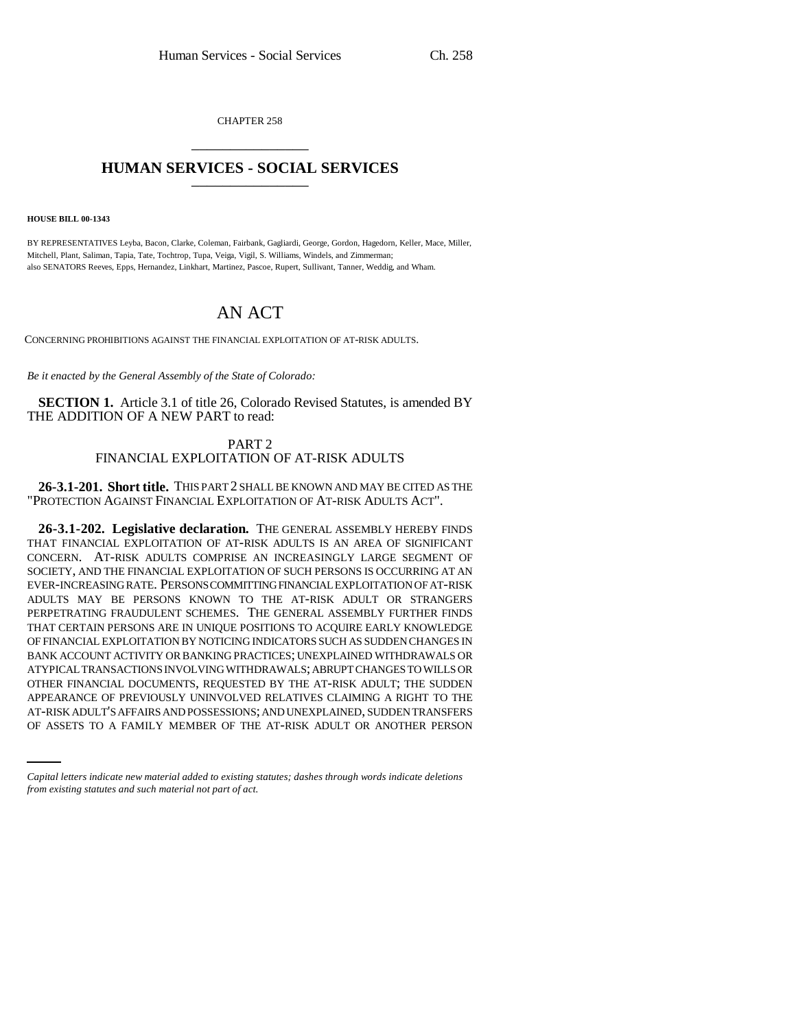CHAPTER 258

# HUMAN SERVICES - SOCIAL SERVICES

**HOUSE BILL 00-1343**

BY REPRESENTATIVES Leyba, Bacon, Clarke, Coleman, Fairbank, Gagliardi, George, Gordon, Hagedorn, Keller, Mace, Miller, Mitchell, Plant, Saliman, Tapia, Tate, Tochtrop, Tupa, Veiga, Vigil, S. Williams, Windels, and Zimmerman;
also SENATORS Reeves, Epps, Hernandez, Linkhart, Martinez, Pascoe, Rupert, Sullivant, Tanner, Weddig, and Wham.

# AN ACT

CONCERNING PROHIBITIONS AGAINST THE FINANCIAL EXPLOITATION OF AT-RISK ADULTS.

*Be it enacted by the General Assembly of the State of Colorado:*

**SECTION 1.** Article 3.1 of title 26, Colorado Revised Statutes, is amended BY THE ADDITION OF A NEW PART to read:

PART 2
FINANCIAL EXPLOITATION OF AT-RISK ADULTS

**26-3.1-201. Short title.** THIS PART 2 SHALL BE KNOWN AND MAY BE CITED AS THE "PROTECTION AGAINST FINANCIAL EXPLOITATION OF AT-RISK ADULTS ACT".

**26-3.1-202. Legislative declaration.** THE GENERAL ASSEMBLY HEREBY FINDS THAT FINANCIAL EXPLOITATION OF AT-RISK ADULTS IS AN AREA OF SIGNIFICANT CONCERN. AT-RISK ADULTS COMPRISE AN INCREASINGLY LARGE SEGMENT OF SOCIETY, AND THE FINANCIAL EXPLOITATION OF SUCH PERSONS IS OCCURRING AT AN EVER-INCREASING RATE. PERSONS COMMITTING FINANCIAL EXPLOITATION OF AT-RISK ADULTS MAY BE PERSONS KNOWN TO THE AT-RISK ADULT OR STRANGERS PERPETRATING FRAUDULENT SCHEMES. THE GENERAL ASSEMBLY FURTHER FINDS THAT CERTAIN PERSONS ARE IN UNIQUE POSITIONS TO ACQUIRE EARLY KNOWLEDGE OF FINANCIAL EXPLOITATION BY NOTICING INDICATORS SUCH AS SUDDEN CHANGES IN BANK ACCOUNT ACTIVITY OR BANKING PRACTICES; UNEXPLAINED WITHDRAWALS OR ATYPICAL TRANSACTIONS INVOLVING WITHDRAWALS; ABRUPT CHANGES TO WILLS OR OTHER FINANCIAL DOCUMENTS, REQUESTED BY THE AT-RISK ADULT; THE SUDDEN APPEARANCE OF PREVIOUSLY UNINVOLVED RELATIVES CLAIMING A RIGHT TO THE AT-RISK ADULT'S AFFAIRS AND POSSESSIONS; AND UNEXPLAINED, SUDDEN TRANSFERS OF ASSETS TO A FAMILY MEMBER OF THE AT-RISK ADULT OR ANOTHER PERSON

*Capital letters indicate new material added to existing statutes; dashes through words indicate deletions from existing statutes and such material not part of act.*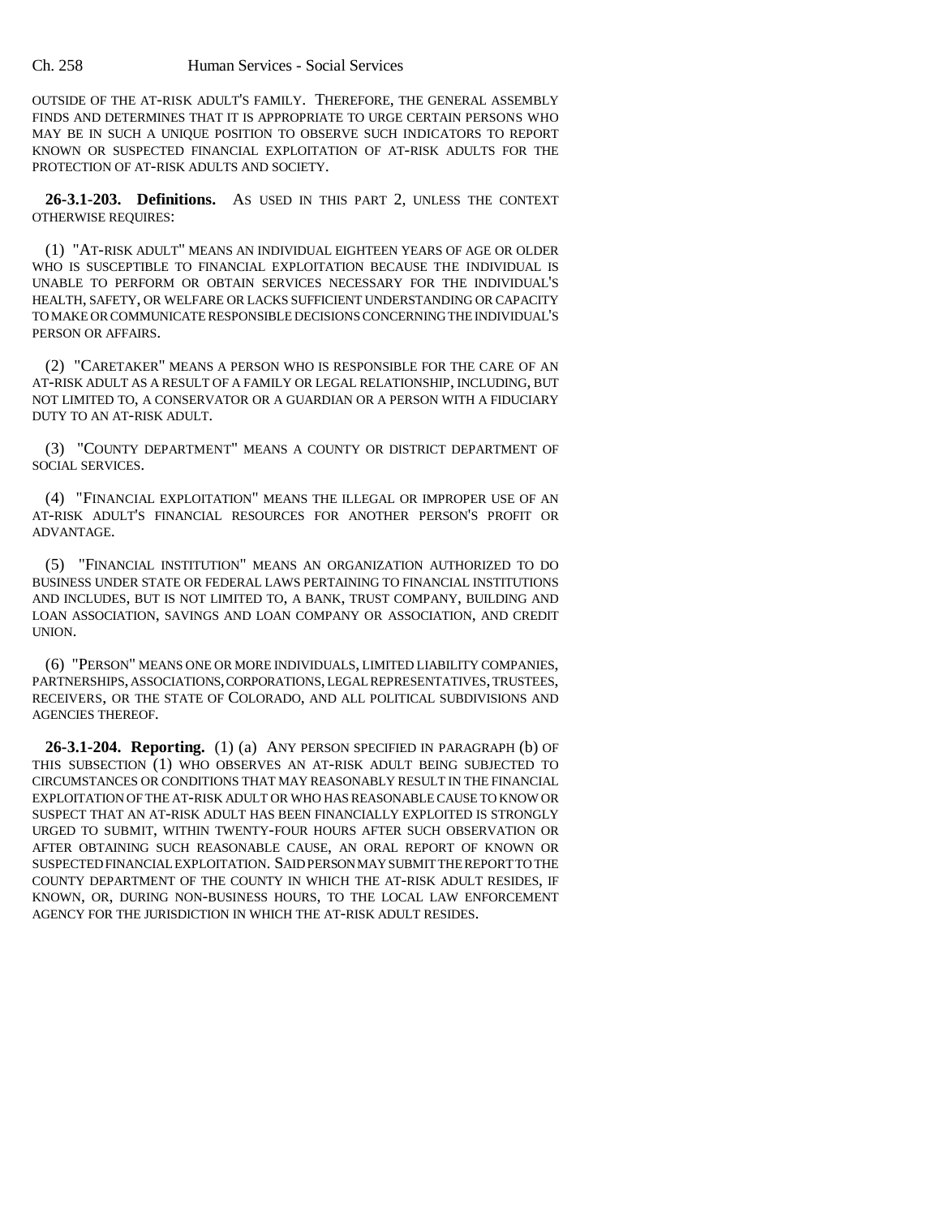OUTSIDE OF THE AT-RISK ADULT'S FAMILY. THEREFORE, THE GENERAL ASSEMBLY FINDS AND DETERMINES THAT IT IS APPROPRIATE TO URGE CERTAIN PERSONS WHO MAY BE IN SUCH A UNIQUE POSITION TO OBSERVE SUCH INDICATORS TO REPORT KNOWN OR SUSPECTED FINANCIAL EXPLOITATION OF AT-RISK ADULTS FOR THE PROTECTION OF AT-RISK ADULTS AND SOCIETY.

**26-3.1-203. Definitions.** AS USED IN THIS PART 2, UNLESS THE CONTEXT OTHERWISE REQUIRES:

(1) "AT-RISK ADULT" MEANS AN INDIVIDUAL EIGHTEEN YEARS OF AGE OR OLDER WHO IS SUSCEPTIBLE TO FINANCIAL EXPLOITATION BECAUSE THE INDIVIDUAL IS UNABLE TO PERFORM OR OBTAIN SERVICES NECESSARY FOR THE INDIVIDUAL'S HEALTH, SAFETY, OR WELFARE OR LACKS SUFFICIENT UNDERSTANDING OR CAPACITY TO MAKE OR COMMUNICATE RESPONSIBLE DECISIONS CONCERNING THE INDIVIDUAL'S PERSON OR AFFAIRS.

(2) "CARETAKER" MEANS A PERSON WHO IS RESPONSIBLE FOR THE CARE OF AN AT-RISK ADULT AS A RESULT OF A FAMILY OR LEGAL RELATIONSHIP, INCLUDING, BUT NOT LIMITED TO, A CONSERVATOR OR A GUARDIAN OR A PERSON WITH A FIDUCIARY DUTY TO AN AT-RISK ADULT.

(3) "COUNTY DEPARTMENT" MEANS A COUNTY OR DISTRICT DEPARTMENT OF SOCIAL SERVICES.

(4) "FINANCIAL EXPLOITATION" MEANS THE ILLEGAL OR IMPROPER USE OF AN AT-RISK ADULT'S FINANCIAL RESOURCES FOR ANOTHER PERSON'S PROFIT OR ADVANTAGE.

(5) "FINANCIAL INSTITUTION" MEANS AN ORGANIZATION AUTHORIZED TO DO BUSINESS UNDER STATE OR FEDERAL LAWS PERTAINING TO FINANCIAL INSTITUTIONS AND INCLUDES, BUT IS NOT LIMITED TO, A BANK, TRUST COMPANY, BUILDING AND LOAN ASSOCIATION, SAVINGS AND LOAN COMPANY OR ASSOCIATION, AND CREDIT UNION.

(6) "PERSON" MEANS ONE OR MORE INDIVIDUALS, LIMITED LIABILITY COMPANIES, PARTNERSHIPS, ASSOCIATIONS, CORPORATIONS, LEGAL REPRESENTATIVES, TRUSTEES, RECEIVERS, OR THE STATE OF COLORADO, AND ALL POLITICAL SUBDIVISIONS AND AGENCIES THEREOF.

**26-3.1-204. Reporting.** (1) (a) ANY PERSON SPECIFIED IN PARAGRAPH (b) OF THIS SUBSECTION (1) WHO OBSERVES AN AT-RISK ADULT BEING SUBJECTED TO CIRCUMSTANCES OR CONDITIONS THAT MAY REASONABLY RESULT IN THE FINANCIAL EXPLOITATION OF THE AT-RISK ADULT OR WHO HAS REASONABLE CAUSE TO KNOW OR SUSPECT THAT AN AT-RISK ADULT HAS BEEN FINANCIALLY EXPLOITED IS STRONGLY URGED TO SUBMIT, WITHIN TWENTY-FOUR HOURS AFTER SUCH OBSERVATION OR AFTER OBTAINING SUCH REASONABLE CAUSE, AN ORAL REPORT OF KNOWN OR SUSPECTED FINANCIAL EXPLOITATION. SAID PERSON MAY SUBMIT THE REPORT TO THE COUNTY DEPARTMENT OF THE COUNTY IN WHICH THE AT-RISK ADULT RESIDES, IF KNOWN, OR, DURING NON-BUSINESS HOURS, TO THE LOCAL LAW ENFORCEMENT AGENCY FOR THE JURISDICTION IN WHICH THE AT-RISK ADULT RESIDES.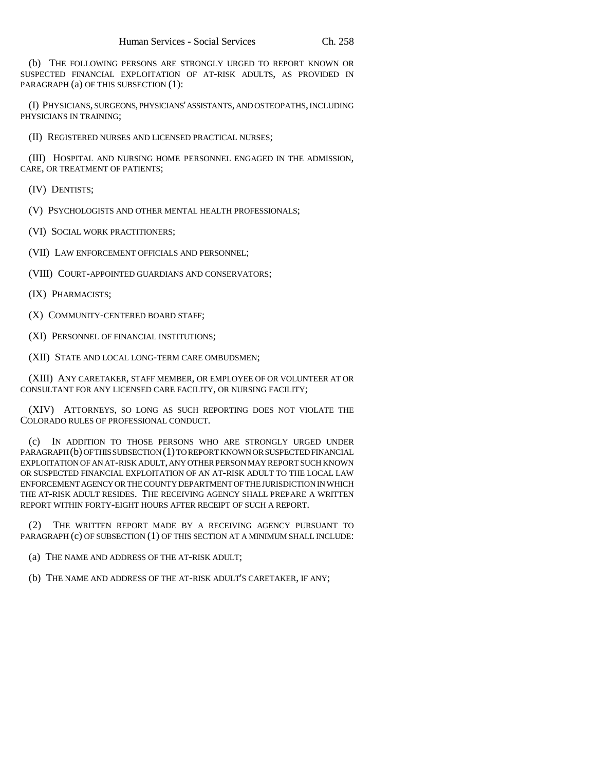(b) THE FOLLOWING PERSONS ARE STRONGLY URGED TO REPORT KNOWN OR SUSPECTED FINANCIAL EXPLOITATION OF AT-RISK ADULTS, AS PROVIDED IN PARAGRAPH (a) OF THIS SUBSECTION (1):

(I) PHYSICIANS, SURGEONS, PHYSICIANS' ASSISTANTS, AND OSTEOPATHS, INCLUDING PHYSICIANS IN TRAINING;

(II) REGISTERED NURSES AND LICENSED PRACTICAL NURSES;

(III) HOSPITAL AND NURSING HOME PERSONNEL ENGAGED IN THE ADMISSION, CARE, OR TREATMENT OF PATIENTS;

(IV) DENTISTS;

(V) PSYCHOLOGISTS AND OTHER MENTAL HEALTH PROFESSIONALS;

(VI) SOCIAL WORK PRACTITIONERS;

(VII) LAW ENFORCEMENT OFFICIALS AND PERSONNEL;

(VIII) COURT-APPOINTED GUARDIANS AND CONSERVATORS;

(IX) PHARMACISTS;

(X) COMMUNITY-CENTERED BOARD STAFF;

(XI) PERSONNEL OF FINANCIAL INSTITUTIONS;

(XII) STATE AND LOCAL LONG-TERM CARE OMBUDSMEN;

(XIII) ANY CARETAKER, STAFF MEMBER, OR EMPLOYEE OF OR VOLUNTEER AT OR CONSULTANT FOR ANY LICENSED CARE FACILITY, OR NURSING FACILITY;

(XIV) ATTORNEYS, SO LONG AS SUCH REPORTING DOES NOT VIOLATE THE COLORADO RULES OF PROFESSIONAL CONDUCT.

(c) IN ADDITION TO THOSE PERSONS WHO ARE STRONGLY URGED UNDER PARAGRAPH (b) OF THIS SUBSECTION (1) TO REPORT KNOWN OR SUSPECTED FINANCIAL EXPLOITATION OF AN AT-RISK ADULT, ANY OTHER PERSON MAY REPORT SUCH KNOWN OR SUSPECTED FINANCIAL EXPLOITATION OF AN AT-RISK ADULT TO THE LOCAL LAW ENFORCEMENT AGENCY OR THE COUNTY DEPARTMENT OF THE JURISDICTION IN WHICH THE AT-RISK ADULT RESIDES. THE RECEIVING AGENCY SHALL PREPARE A WRITTEN REPORT WITHIN FORTY-EIGHT HOURS AFTER RECEIPT OF SUCH A REPORT.

(2) THE WRITTEN REPORT MADE BY A RECEIVING AGENCY PURSUANT TO PARAGRAPH (c) OF SUBSECTION (1) OF THIS SECTION AT A MINIMUM SHALL INCLUDE:

(a) THE NAME AND ADDRESS OF THE AT-RISK ADULT;

(b) THE NAME AND ADDRESS OF THE AT-RISK ADULT'S CARETAKER, IF ANY;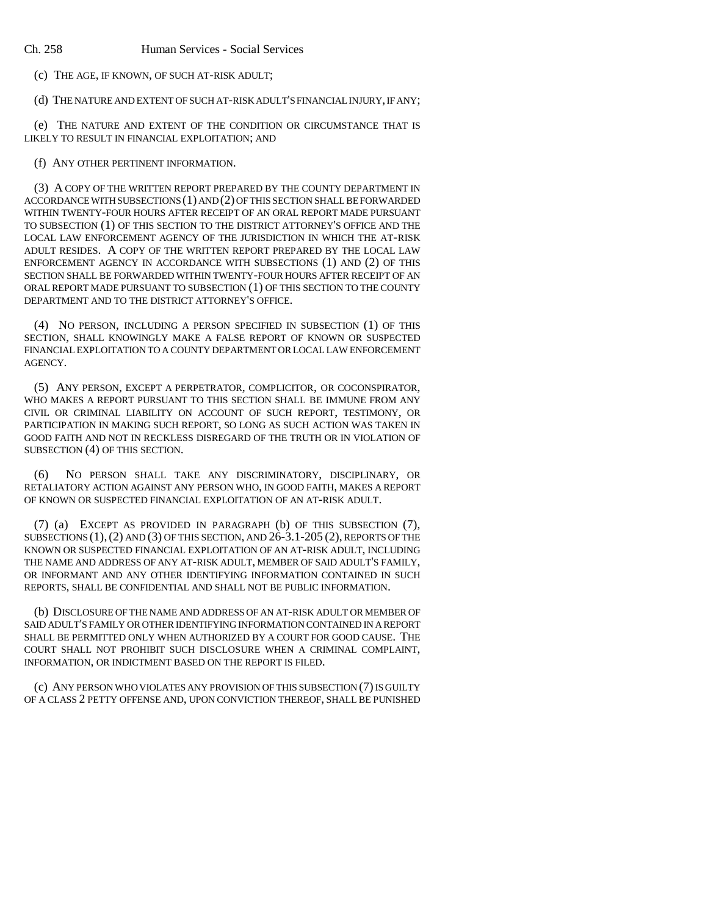(c) THE AGE, IF KNOWN, OF SUCH AT-RISK ADULT;

(d) THE NATURE AND EXTENT OF SUCH AT-RISK ADULT'S FINANCIAL INJURY, IF ANY;

(e) THE NATURE AND EXTENT OF THE CONDITION OR CIRCUMSTANCE THAT IS LIKELY TO RESULT IN FINANCIAL EXPLOITATION; AND

(f) ANY OTHER PERTINENT INFORMATION.

(3) A COPY OF THE WRITTEN REPORT PREPARED BY THE COUNTY DEPARTMENT IN ACCORDANCE WITH SUBSECTIONS (1) AND (2) OF THIS SECTION SHALL BE FORWARDED WITHIN TWENTY-FOUR HOURS AFTER RECEIPT OF AN ORAL REPORT MADE PURSUANT TO SUBSECTION (1) OF THIS SECTION TO THE DISTRICT ATTORNEY'S OFFICE AND THE LOCAL LAW ENFORCEMENT AGENCY OF THE JURISDICTION IN WHICH THE AT-RISK ADULT RESIDES. A COPY OF THE WRITTEN REPORT PREPARED BY THE LOCAL LAW ENFORCEMENT AGENCY IN ACCORDANCE WITH SUBSECTIONS (1) AND (2) OF THIS SECTION SHALL BE FORWARDED WITHIN TWENTY-FOUR HOURS AFTER RECEIPT OF AN ORAL REPORT MADE PURSUANT TO SUBSECTION (1) OF THIS SECTION TO THE COUNTY DEPARTMENT AND TO THE DISTRICT ATTORNEY'S OFFICE.

(4) NO PERSON, INCLUDING A PERSON SPECIFIED IN SUBSECTION (1) OF THIS SECTION, SHALL KNOWINGLY MAKE A FALSE REPORT OF KNOWN OR SUSPECTED FINANCIAL EXPLOITATION TO A COUNTY DEPARTMENT OR LOCAL LAW ENFORCEMENT AGENCY.

(5) ANY PERSON, EXCEPT A PERPETRATOR, COMPLICITOR, OR COCONSPIRATOR, WHO MAKES A REPORT PURSUANT TO THIS SECTION SHALL BE IMMUNE FROM ANY CIVIL OR CRIMINAL LIABILITY ON ACCOUNT OF SUCH REPORT, TESTIMONY, OR PARTICIPATION IN MAKING SUCH REPORT, SO LONG AS SUCH ACTION WAS TAKEN IN GOOD FAITH AND NOT IN RECKLESS DISREGARD OF THE TRUTH OR IN VIOLATION OF SUBSECTION (4) OF THIS SECTION.

(6) NO PERSON SHALL TAKE ANY DISCRIMINATORY, DISCIPLINARY, OR RETALIATORY ACTION AGAINST ANY PERSON WHO, IN GOOD FAITH, MAKES A REPORT OF KNOWN OR SUSPECTED FINANCIAL EXPLOITATION OF AN AT-RISK ADULT.

(7) (a) EXCEPT AS PROVIDED IN PARAGRAPH (b) OF THIS SUBSECTION (7), SUBSECTIONS (1), (2) AND (3) OF THIS SECTION, AND 26-3.1-205 (2), REPORTS OF THE KNOWN OR SUSPECTED FINANCIAL EXPLOITATION OF AN AT-RISK ADULT, INCLUDING THE NAME AND ADDRESS OF ANY AT-RISK ADULT, MEMBER OF SAID ADULT'S FAMILY, OR INFORMANT AND ANY OTHER IDENTIFYING INFORMATION CONTAINED IN SUCH REPORTS, SHALL BE CONFIDENTIAL AND SHALL NOT BE PUBLIC INFORMATION.

(b) DISCLOSURE OF THE NAME AND ADDRESS OF AN AT-RISK ADULT OR MEMBER OF SAID ADULT'S FAMILY OR OTHER IDENTIFYING INFORMATION CONTAINED IN A REPORT SHALL BE PERMITTED ONLY WHEN AUTHORIZED BY A COURT FOR GOOD CAUSE. THE COURT SHALL NOT PROHIBIT SUCH DISCLOSURE WHEN A CRIMINAL COMPLAINT, INFORMATION, OR INDICTMENT BASED ON THE REPORT IS FILED.

(c) ANY PERSON WHO VIOLATES ANY PROVISION OF THIS SUBSECTION (7) IS GUILTY OF A CLASS 2 PETTY OFFENSE AND, UPON CONVICTION THEREOF, SHALL BE PUNISHED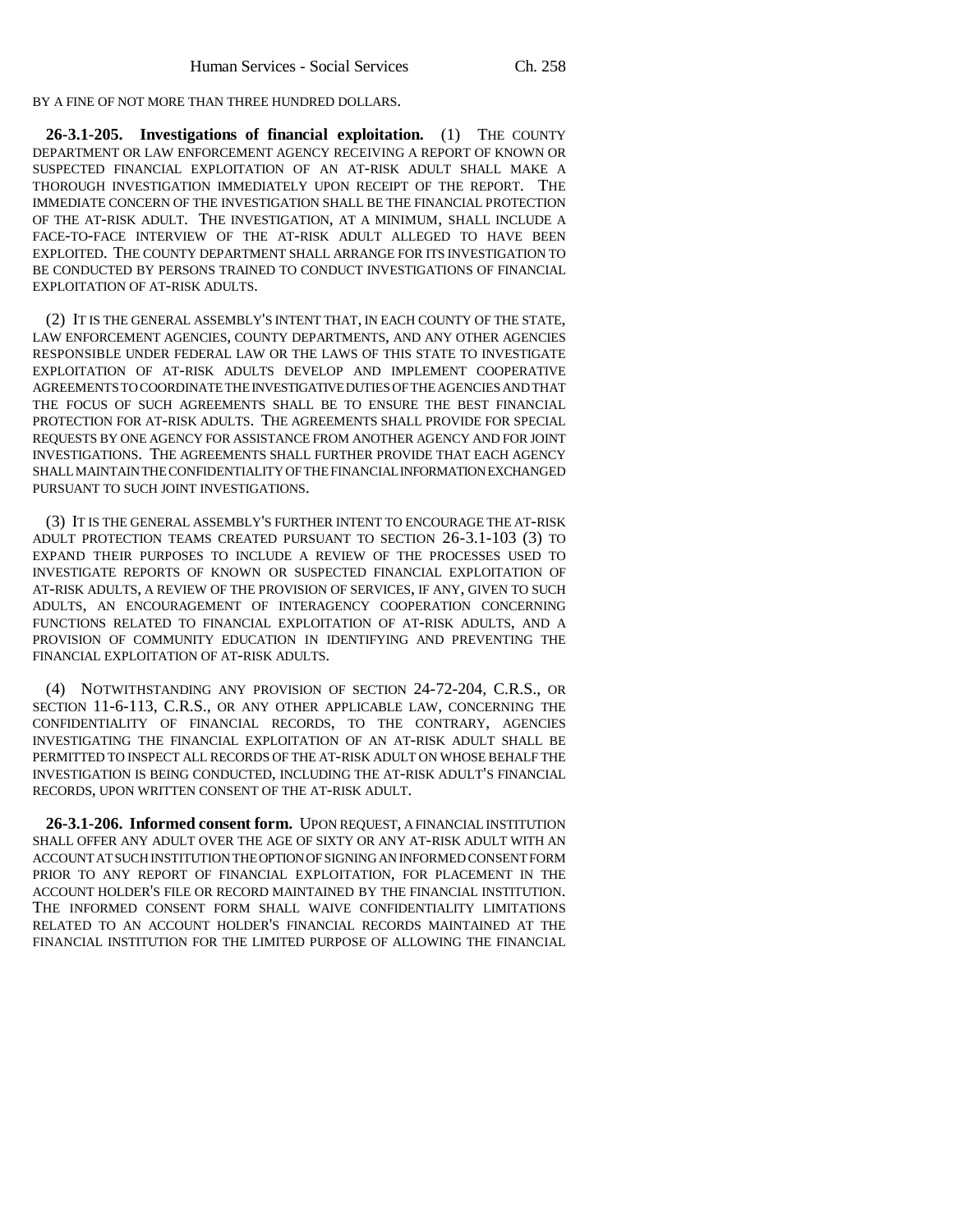BY A FINE OF NOT MORE THAN THREE HUNDRED DOLLARS.

**26-3.1-205. Investigations of financial exploitation.** (1) THE COUNTY DEPARTMENT OR LAW ENFORCEMENT AGENCY RECEIVING A REPORT OF KNOWN OR SUSPECTED FINANCIAL EXPLOITATION OF AN AT-RISK ADULT SHALL MAKE A THOROUGH INVESTIGATION IMMEDIATELY UPON RECEIPT OF THE REPORT. THE IMMEDIATE CONCERN OF THE INVESTIGATION SHALL BE THE FINANCIAL PROTECTION OF THE AT-RISK ADULT. THE INVESTIGATION, AT A MINIMUM, SHALL INCLUDE A FACE-TO-FACE INTERVIEW OF THE AT-RISK ADULT ALLEGED TO HAVE BEEN EXPLOITED. THE COUNTY DEPARTMENT SHALL ARRANGE FOR ITS INVESTIGATION TO BE CONDUCTED BY PERSONS TRAINED TO CONDUCT INVESTIGATIONS OF FINANCIAL EXPLOITATION OF AT-RISK ADULTS.

(2) IT IS THE GENERAL ASSEMBLY'S INTENT THAT, IN EACH COUNTY OF THE STATE, LAW ENFORCEMENT AGENCIES, COUNTY DEPARTMENTS, AND ANY OTHER AGENCIES RESPONSIBLE UNDER FEDERAL LAW OR THE LAWS OF THIS STATE TO INVESTIGATE EXPLOITATION OF AT-RISK ADULTS DEVELOP AND IMPLEMENT COOPERATIVE AGREEMENTS TO COORDINATE THE INVESTIGATIVE DUTIES OF THE AGENCIES AND THAT THE FOCUS OF SUCH AGREEMENTS SHALL BE TO ENSURE THE BEST FINANCIAL PROTECTION FOR AT-RISK ADULTS. THE AGREEMENTS SHALL PROVIDE FOR SPECIAL REQUESTS BY ONE AGENCY FOR ASSISTANCE FROM ANOTHER AGENCY AND FOR JOINT INVESTIGATIONS. THE AGREEMENTS SHALL FURTHER PROVIDE THAT EACH AGENCY SHALL MAINTAIN THE CONFIDENTIALITY OF THE FINANCIAL INFORMATION EXCHANGED PURSUANT TO SUCH JOINT INVESTIGATIONS.

(3) IT IS THE GENERAL ASSEMBLY'S FURTHER INTENT TO ENCOURAGE THE AT-RISK ADULT PROTECTION TEAMS CREATED PURSUANT TO SECTION 26-3.1-103 (3) TO EXPAND THEIR PURPOSES TO INCLUDE A REVIEW OF THE PROCESSES USED TO INVESTIGATE REPORTS OF KNOWN OR SUSPECTED FINANCIAL EXPLOITATION OF AT-RISK ADULTS, A REVIEW OF THE PROVISION OF SERVICES, IF ANY, GIVEN TO SUCH ADULTS, AN ENCOURAGEMENT OF INTERAGENCY COOPERATION CONCERNING FUNCTIONS RELATED TO FINANCIAL EXPLOITATION OF AT-RISK ADULTS, AND A PROVISION OF COMMUNITY EDUCATION IN IDENTIFYING AND PREVENTING THE FINANCIAL EXPLOITATION OF AT-RISK ADULTS.

(4) NOTWITHSTANDING ANY PROVISION OF SECTION 24-72-204, C.R.S., OR SECTION 11-6-113, C.R.S., OR ANY OTHER APPLICABLE LAW, CONCERNING THE CONFIDENTIALITY OF FINANCIAL RECORDS, TO THE CONTRARY, AGENCIES INVESTIGATING THE FINANCIAL EXPLOITATION OF AN AT-RISK ADULT SHALL BE PERMITTED TO INSPECT ALL RECORDS OF THE AT-RISK ADULT ON WHOSE BEHALF THE INVESTIGATION IS BEING CONDUCTED, INCLUDING THE AT-RISK ADULT'S FINANCIAL RECORDS, UPON WRITTEN CONSENT OF THE AT-RISK ADULT.

**26-3.1-206. Informed consent form.** UPON REQUEST, A FINANCIAL INSTITUTION SHALL OFFER ANY ADULT OVER THE AGE OF SIXTY OR ANY AT-RISK ADULT WITH AN ACCOUNT AT SUCH INSTITUTION THE OPTION OF SIGNING AN INFORMED CONSENT FORM PRIOR TO ANY REPORT OF FINANCIAL EXPLOITATION, FOR PLACEMENT IN THE ACCOUNT HOLDER'S FILE OR RECORD MAINTAINED BY THE FINANCIAL INSTITUTION. THE INFORMED CONSENT FORM SHALL WAIVE CONFIDENTIALITY LIMITATIONS RELATED TO AN ACCOUNT HOLDER'S FINANCIAL RECORDS MAINTAINED AT THE FINANCIAL INSTITUTION FOR THE LIMITED PURPOSE OF ALLOWING THE FINANCIAL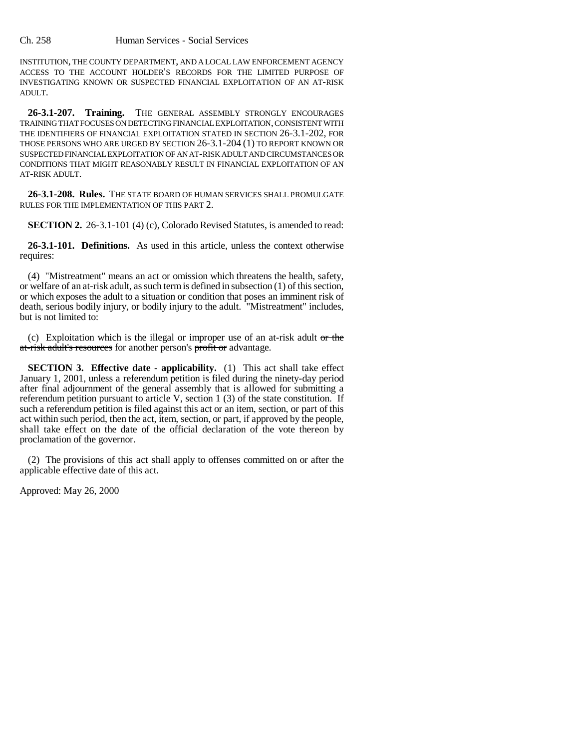INSTITUTION, THE COUNTY DEPARTMENT, AND A LOCAL LAW ENFORCEMENT AGENCY ACCESS TO THE ACCOUNT HOLDER'S RECORDS FOR THE LIMITED PURPOSE OF INVESTIGATING KNOWN OR SUSPECTED FINANCIAL EXPLOITATION OF AN AT-RISK ADULT.

**26-3.1-207. Training.** THE GENERAL ASSEMBLY STRONGLY ENCOURAGES TRAINING THAT FOCUSES ON DETECTING FINANCIAL EXPLOITATION, CONSISTENT WITH THE IDENTIFIERS OF FINANCIAL EXPLOITATION STATED IN SECTION 26-3.1-202, FOR THOSE PERSONS WHO ARE URGED BY SECTION 26-3.1-204 (1) TO REPORT KNOWN OR SUSPECTED FINANCIAL EXPLOITATION OF AN AT-RISK ADULT AND CIRCUMSTANCES OR CONDITIONS THAT MIGHT REASONABLY RESULT IN FINANCIAL EXPLOITATION OF AN AT-RISK ADULT.

**26-3.1-208. Rules.** THE STATE BOARD OF HUMAN SERVICES SHALL PROMULGATE RULES FOR THE IMPLEMENTATION OF THIS PART 2.

**SECTION 2.** 26-3.1-101 (4) (c), Colorado Revised Statutes, is amended to read:

**26-3.1-101. Definitions.** As used in this article, unless the context otherwise requires:

(4) "Mistreatment" means an act or omission which threatens the health, safety, or welfare of an at-risk adult, as such term is defined in subsection (1) of this section, or which exposes the adult to a situation or condition that poses an imminent risk of death, serious bodily injury, or bodily injury to the adult. "Mistreatment" includes, but is not limited to:

(c) Exploitation which is the illegal or improper use of an at-risk adult ~~or the at-risk adult's resources~~ for another person's ~~profit or~~ advantage.

**SECTION 3. Effective date - applicability.** (1) This act shall take effect January 1, 2001, unless a referendum petition is filed during the ninety-day period after final adjournment of the general assembly that is allowed for submitting a referendum petition pursuant to article V, section 1 (3) of the state constitution. If such a referendum petition is filed against this act or an item, section, or part of this act within such period, then the act, item, section, or part, if approved by the people, shall take effect on the date of the official declaration of the vote thereon by proclamation of the governor.

(2) The provisions of this act shall apply to offenses committed on or after the applicable effective date of this act.

Approved: May 26, 2000